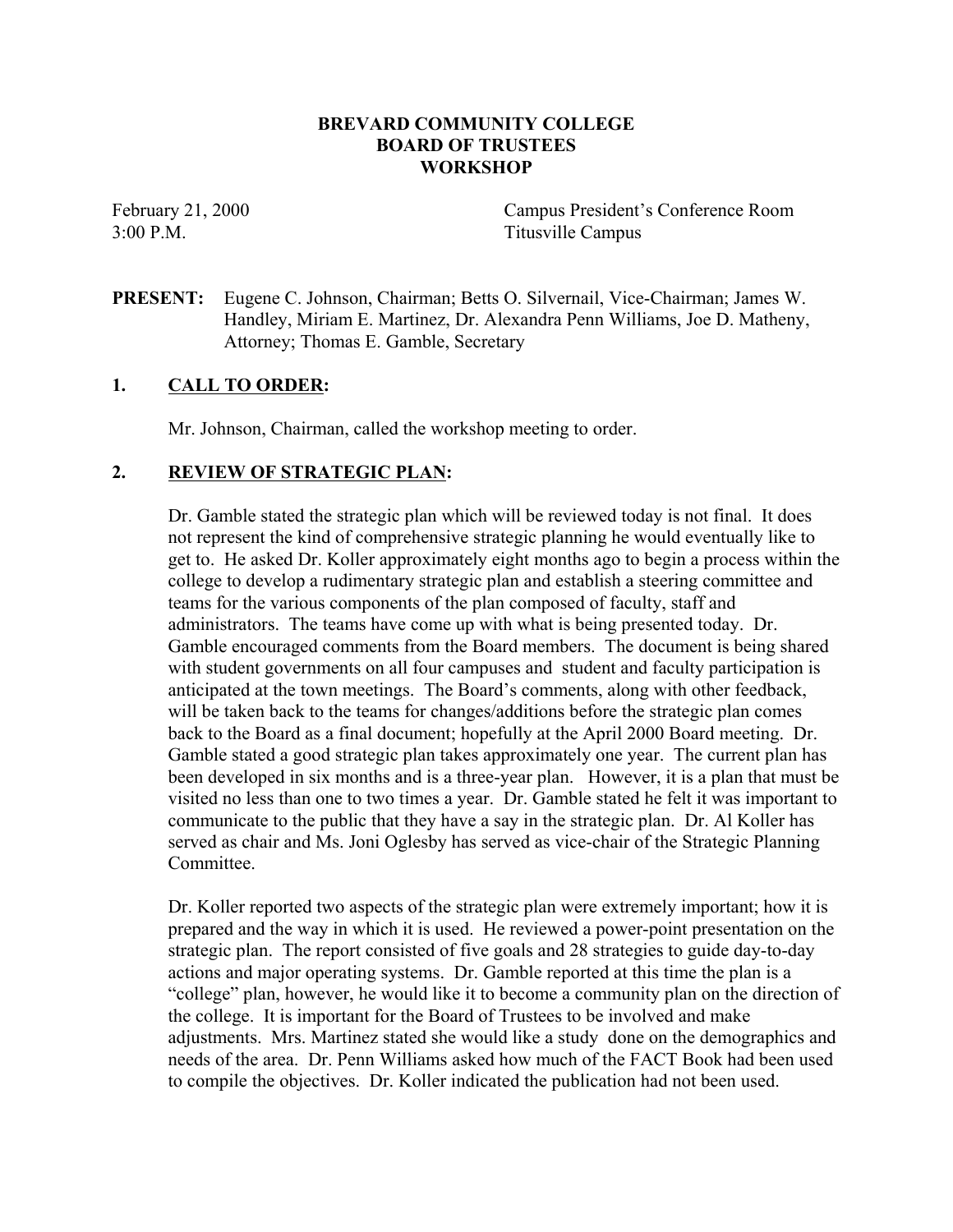**BREVARD COMMUNITY COLLEGE**
**BOARD OF TRUSTEES**
**WORKSHOP**

February 21, 2000 Campus President's Conference Room
3:00 P.M. Titusville Campus

**PRESENT:** Eugene C. Johnson, Chairman; Betts O. Silvernail, Vice-Chairman; James W. Handley, Miriam E. Martinez, Dr. Alexandra Penn Williams, Joe D. Matheny, Attorney; Thomas E. Gamble, Secretary

## 1. CALL TO ORDER:

Mr. Johnson, Chairman, called the workshop meeting to order.

## 2. REVIEW OF STRATEGIC PLAN:

Dr. Gamble stated the strategic plan which will be reviewed today is not final. It does not represent the kind of comprehensive strategic planning he would eventually like to get to. He asked Dr. Koller approximately eight months ago to begin a process within the college to develop a rudimentary strategic plan and establish a steering committee and teams for the various components of the plan composed of faculty, staff and administrators. The teams have come up with what is being presented today. Dr. Gamble encouraged comments from the Board members. The document is being shared with student governments on all four campuses and student and faculty participation is anticipated at the town meetings. The Board's comments, along with other feedback, will be taken back to the teams for changes/additions before the strategic plan comes back to the Board as a final document; hopefully at the April 2000 Board meeting. Dr. Gamble stated a good strategic plan takes approximately one year. The current plan has been developed in six months and is a three-year plan. However, it is a plan that must be visited no less than one to two times a year. Dr. Gamble stated he felt it was important to communicate to the public that they have a say in the strategic plan. Dr. Al Koller has served as chair and Ms. Joni Oglesby has served as vice-chair of the Strategic Planning Committee.

Dr. Koller reported two aspects of the strategic plan were extremely important; how it is prepared and the way in which it is used. He reviewed a power-point presentation on the strategic plan. The report consisted of five goals and 28 strategies to guide day-to-day actions and major operating systems. Dr. Gamble reported at this time the plan is a "college" plan, however, he would like it to become a community plan on the direction of the college. It is important for the Board of Trustees to be involved and make adjustments. Mrs. Martinez stated she would like a study done on the demographics and needs of the area. Dr. Penn Williams asked how much of the FACT Book had been used to compile the objectives. Dr. Koller indicated the publication had not been used.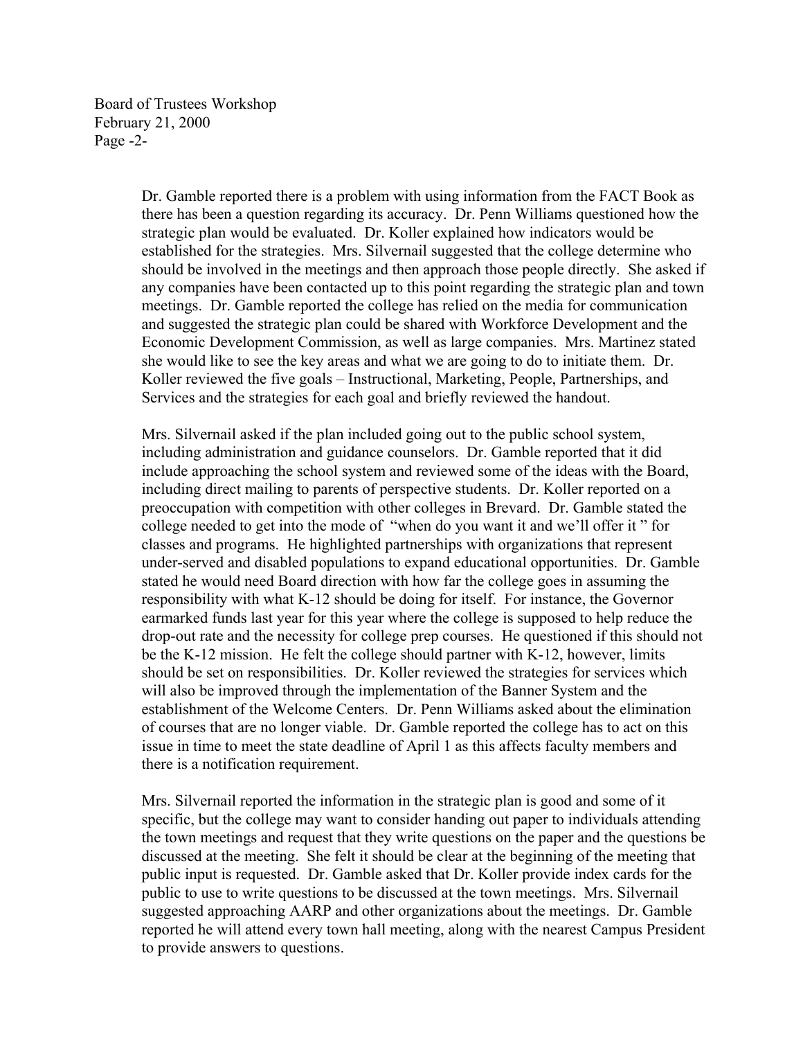Dr. Gamble reported there is a problem with using information from the FACT Book as there has been a question regarding its accuracy. Dr. Penn Williams questioned how the strategic plan would be evaluated. Dr. Koller explained how indicators would be established for the strategies. Mrs. Silvernail suggested that the college determine who should be involved in the meetings and then approach those people directly. She asked if any companies have been contacted up to this point regarding the strategic plan and town meetings. Dr. Gamble reported the college has relied on the media for communication and suggested the strategic plan could be shared with Workforce Development and the Economic Development Commission, as well as large companies. Mrs. Martinez stated she would like to see the key areas and what we are going to do to initiate them. Dr. Koller reviewed the five goals – Instructional, Marketing, People, Partnerships, and Services and the strategies for each goal and briefly reviewed the handout.

Mrs. Silvernail asked if the plan included going out to the public school system, including administration and guidance counselors. Dr. Gamble reported that it did include approaching the school system and reviewed some of the ideas with the Board, including direct mailing to parents of perspective students. Dr. Koller reported on a preoccupation with competition with other colleges in Brevard. Dr. Gamble stated the college needed to get into the mode of "when do you want it and we'll offer it " for classes and programs. He highlighted partnerships with organizations that represent under-served and disabled populations to expand educational opportunities. Dr. Gamble stated he would need Board direction with how far the college goes in assuming the responsibility with what K-12 should be doing for itself. For instance, the Governor earmarked funds last year for this year where the college is supposed to help reduce the drop-out rate and the necessity for college prep courses. He questioned if this should not be the K-12 mission. He felt the college should partner with K-12, however, limits should be set on responsibilities. Dr. Koller reviewed the strategies for services which will also be improved through the implementation of the Banner System and the establishment of the Welcome Centers. Dr. Penn Williams asked about the elimination of courses that are no longer viable. Dr. Gamble reported the college has to act on this issue in time to meet the state deadline of April 1 as this affects faculty members and there is a notification requirement.

Mrs. Silvernail reported the information in the strategic plan is good and some of it specific, but the college may want to consider handing out paper to individuals attending the town meetings and request that they write questions on the paper and the questions be discussed at the meeting. She felt it should be clear at the beginning of the meeting that public input is requested. Dr. Gamble asked that Dr. Koller provide index cards for the public to use to write questions to be discussed at the town meetings. Mrs. Silvernail suggested approaching AARP and other organizations about the meetings. Dr. Gamble reported he will attend every town hall meeting, along with the nearest Campus President to provide answers to questions.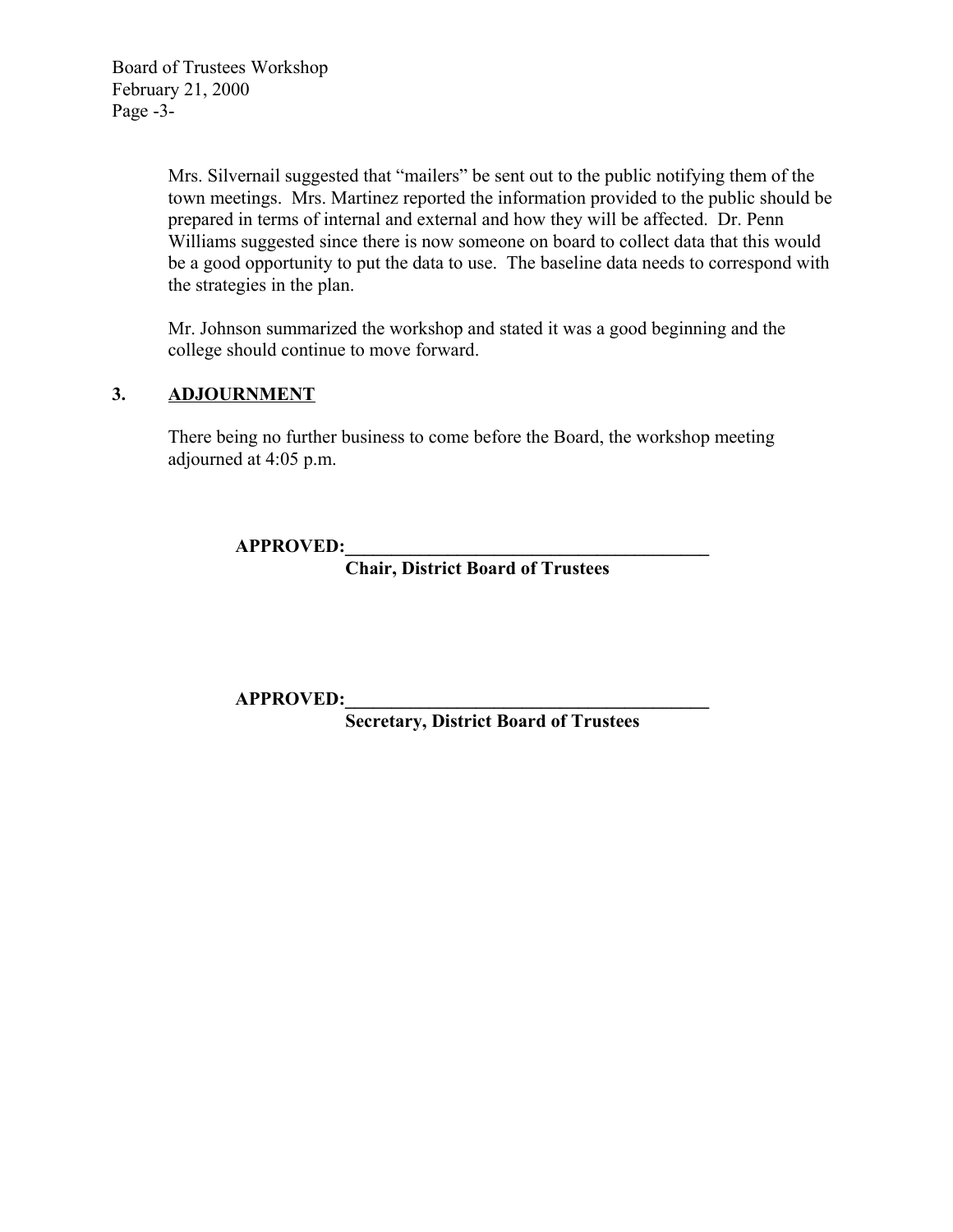Mrs. Silvernail suggested that "mailers" be sent out to the public notifying them of the town meetings. Mrs. Martinez reported the information provided to the public should be prepared in terms of internal and external and how they will be affected. Dr. Penn Williams suggested since there is now someone on board to collect data that this would be a good opportunity to put the data to use. The baseline data needs to correspond with the strategies in the plan.

Mr. Johnson summarized the workshop and stated it was a good beginning and the college should continue to move forward.

## 3. ADJOURNMENT

There being no further business to come before the Board, the workshop meeting adjourned at 4:05 p.m.

**APPROVED:_________________________________________**
**Chair, District Board of Trustees**

**APPROVED:_________________________________________**
**Secretary, District Board of Trustees**